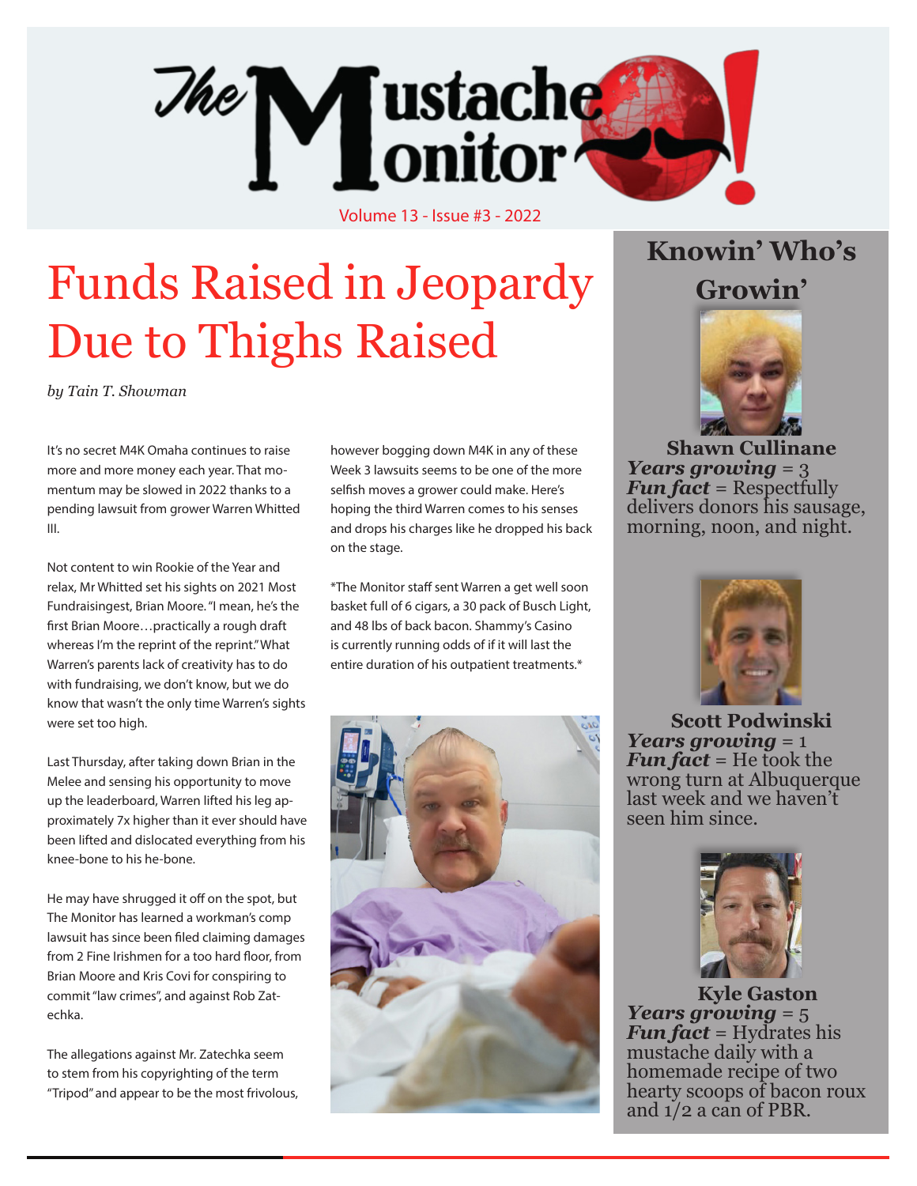# The Mustache Monitor!

Volume 13 - Issue #3 - 2022

# Funds Raised in Jeopardy Due to Thighs Raised

*by Tain T. Showman*

It's no secret M4K Omaha continues to raise more and more money each year. That momentum may be slowed in 2022 thanks to a pending lawsuit from grower Warren Whitted III.

Not content to win Rookie of the Year and relax, Mr Whitted set his sights on 2021 Most Fundraisingest, Brian Moore. "I mean, he's the first Brian Moore…practically a rough draft whereas I'm the reprint of the reprint." What Warren's parents lack of creativity has to do with fundraising, we don't know, but we do know that wasn't the only time Warren's sights were set too high.

Last Thursday, after taking down Brian in the Melee and sensing his opportunity to move up the leaderboard, Warren lifted his leg approximately 7x higher than it ever should have been lifted and dislocated everything from his knee-bone to his he-bone.

He may have shrugged it off on the spot, but The Monitor has learned a workman's comp lawsuit has since been filed claiming damages from 2 Fine Irishmen for a too hard floor, from Brian Moore and Kris Covi for conspiring to commit "law crimes", and against Rob Zatechka.

The allegations against Mr. Zatechka seem to stem from his copyrighting of the term "Tripod" and appear to be the most frivolous, however bogging down M4K in any of these Week 3 lawsuits seems to be one of the more selfish moves a grower could make. Here's hoping the third Warren comes to his senses and drops his charges like he dropped his back on the stage.

*The Monitor staff sent Warren a get well soon basket full of 6 cigars, a 30 pack of Busch Light, and 48 lbs of back bacon. Shammy's Casino is currently running odds of if it will last the entire duration of his outpatient treatments.*

## Knowin' Who's Growin'

**Shawn Cullinane**
***Years growing*** = 3
***Fun fact*** = Respectfully delivers donors his sausage, morning, noon, and night.

**Scott Podwinski**
***Years growing*** = 1
***Fun fact*** = He took the wrong turn at Albuquerque last week and we haven't seen him since.

**Kyle Gaston**
***Years growing*** = 5
***Fun fact*** = Hydrates his mustache daily with a homemade recipe of two hearty scoops of bacon roux and 1/2 a can of PBR.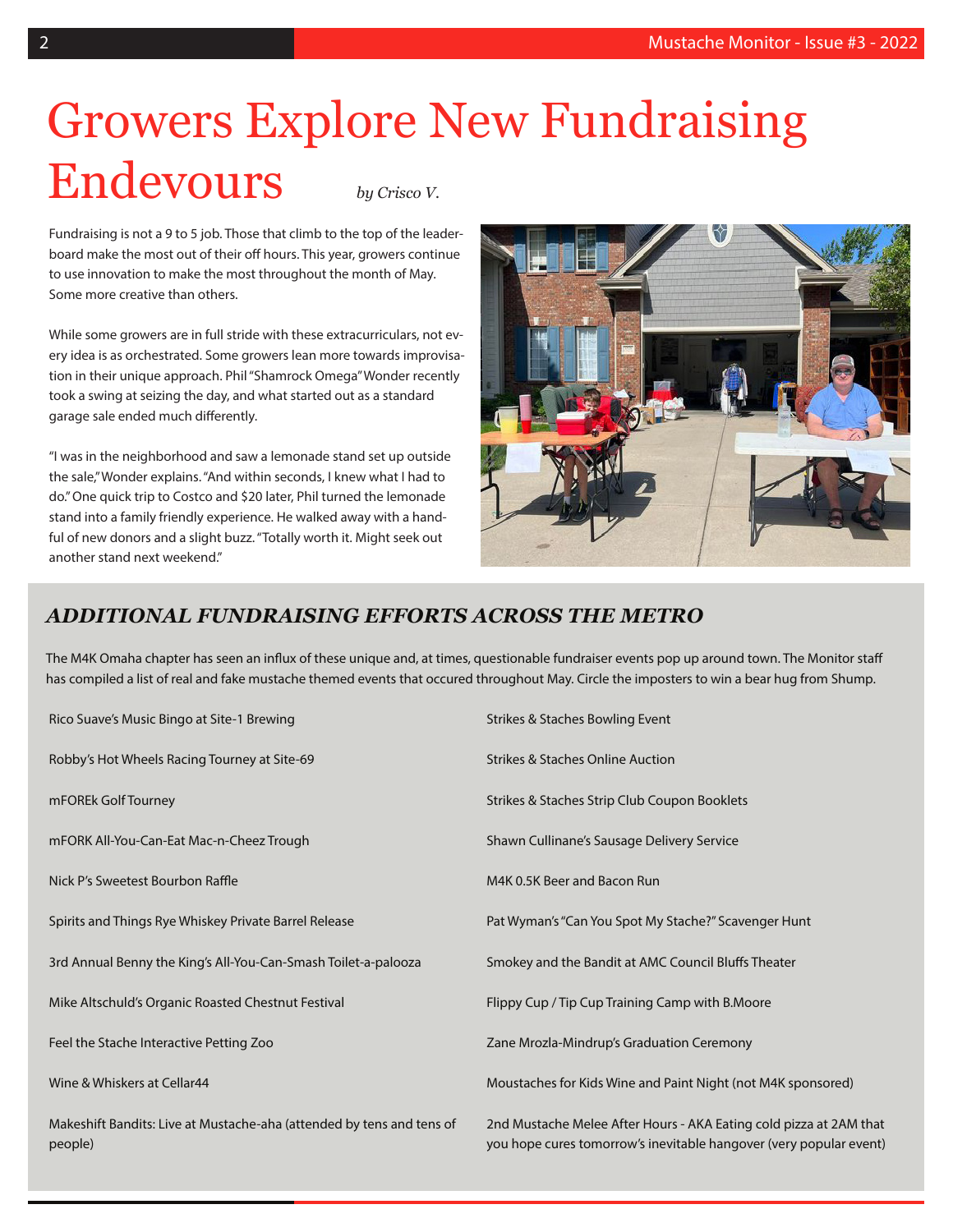# Growers Explore New Fundraising Endevours

*by Crisco V.*

Fundraising is not a 9 to 5 job. Those that climb to the top of the leaderboard make the most out of their off hours. This year, growers continue to use innovation to make the most throughout the month of May. Some more creative than others.

While some growers are in full stride with these extracurriculars, not every idea is as orchestrated. Some growers lean more towards improvisation in their unique approach. Phil "Shamrock Omega" Wonder recently took a swing at seizing the day, and what started out as a standard garage sale ended much differently.

"I was in the neighborhood and saw a lemonade stand set up outside the sale," Wonder explains. "And within seconds, I knew what I had to do." One quick trip to Costco and $20 later, Phil turned the lemonade stand into a family friendly experience. He walked away with a handful of new donors and a slight buzz. "Totally worth it. Might seek out another stand next weekend."

## *ADDITIONAL FUNDRAISING EFFORTS ACROSS THE METRO*

The M4K Omaha chapter has seen an influx of these unique and, at times, questionable fundraiser events pop up around town. The Monitor staff has compiled a list of real and fake mustache themed events that occured throughout May. Circle the imposters to win a bear hug from Shump.

- Rico Suave's Music Bingo at Site-1 Brewing
- Robby's Hot Wheels Racing Tourney at Site-69
- mFOREk Golf Tourney
- mFORK All-You-Can-Eat Mac-n-Cheez Trough
- Nick P's Sweetest Bourbon Raffle
- Spirits and Things Rye Whiskey Private Barrel Release
- 3rd Annual Benny the King's All-You-Can-Smash Toilet-a-palooza
- Mike Altschuld's Organic Roasted Chestnut Festival
- Feel the Stache Interactive Petting Zoo
- Wine & Whiskers at Cellar44
- Makeshift Bandits: Live at Mustache-aha (attended by tens and tens of people)
- Strikes & Staches Bowling Event
- Strikes & Staches Online Auction
- Strikes & Staches Strip Club Coupon Booklets
- Shawn Cullinane's Sausage Delivery Service
- M4K 0.5K Beer and Bacon Run
- Pat Wyman's "Can You Spot My Stache?" Scavenger Hunt
- Smokey and the Bandit at AMC Council Bluffs Theater
- Flippy Cup / Tip Cup Training Camp with B.Moore
- Zane Mrozla-Mindrup's Graduation Ceremony
- Moustaches for Kids Wine and Paint Night (not M4K sponsored)
- 2nd Mustache Melee After Hours - AKA Eating cold pizza at 2AM that you hope cures tomorrow's inevitable hangover (very popular event)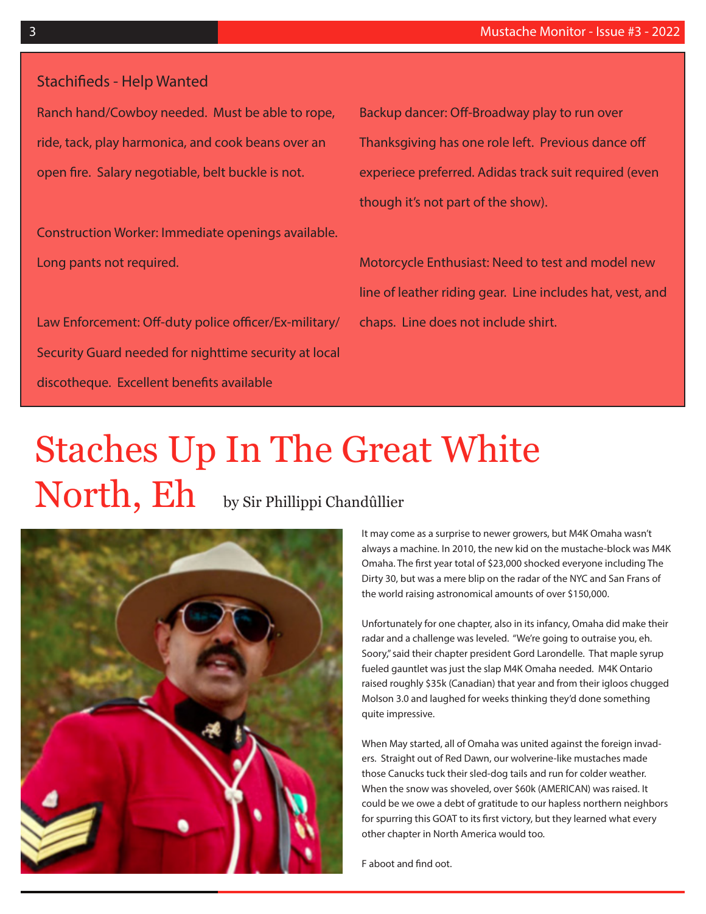## Stachifieds - Help Wanted

Ranch hand/Cowboy needed. Must be able to rope, ride, tack, play harmonica, and cook beans over an open fire. Salary negotiable, belt buckle is not.

Construction Worker: Immediate openings available. Long pants not required.

Law Enforcement: Off-duty police officer/Ex-military/Security Guard needed for nighttime security at local discotheque. Excellent benefits available

Backup dancer: Off-Broadway play to run over Thanksgiving has one role left. Previous dance off experiece preferred. Adidas track suit required (even though it's not part of the show).

Motorcycle Enthusiast: Need to test and model new line of leather riding gear. Line includes hat, vest, and chaps. Line does not include shirt.

# Staches Up In The Great White North, Eh

by Sir Phillippi Chandûllier

It may come as a surprise to newer growers, but M4K Omaha wasn't always a machine. In 2010, the new kid on the mustache-block was M4K Omaha. The first year total of $23,000 shocked everyone including The Dirty 30, but was a mere blip on the radar of the NYC and San Frans of the world raising astronomical amounts of over $150,000.

Unfortunately for one chapter, also in its infancy, Omaha did make their radar and a challenge was leveled. "We're going to outraise you, eh. Soory," said their chapter president Gord Larondelle. That maple syrup fueled gauntlet was just the slap M4K Omaha needed. M4K Ontario raised roughly $35k (Canadian) that year and from their igloos chugged Molson 3.0 and laughed for weeks thinking they'd done something quite impressive.

When May started, all of Omaha was united against the foreign invaders. Straight out of Red Dawn, our wolverine-like mustaches made those Canucks tuck their sled-dog tails and run for colder weather. When the snow was shoveled, over $60k (AMERICAN) was raised. It could be we owe a debt of gratitude to our hapless northern neighbors for spurring this GOAT to its first victory, but they learned what every other chapter in North America would too.

F aboot and find oot.